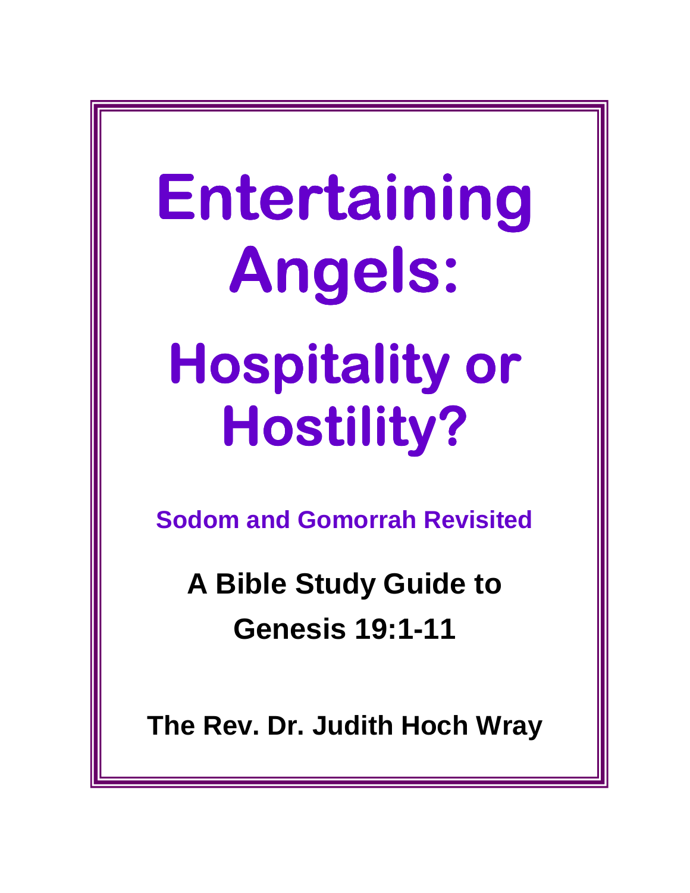# Entertaining Angels:

# Hospitality or Hostility?

## Sodom and Gomorrah Revisited

**A Bible Study Guide to Genesis 19:1-11**

**The Rev. Dr. Judith Hoch Wray**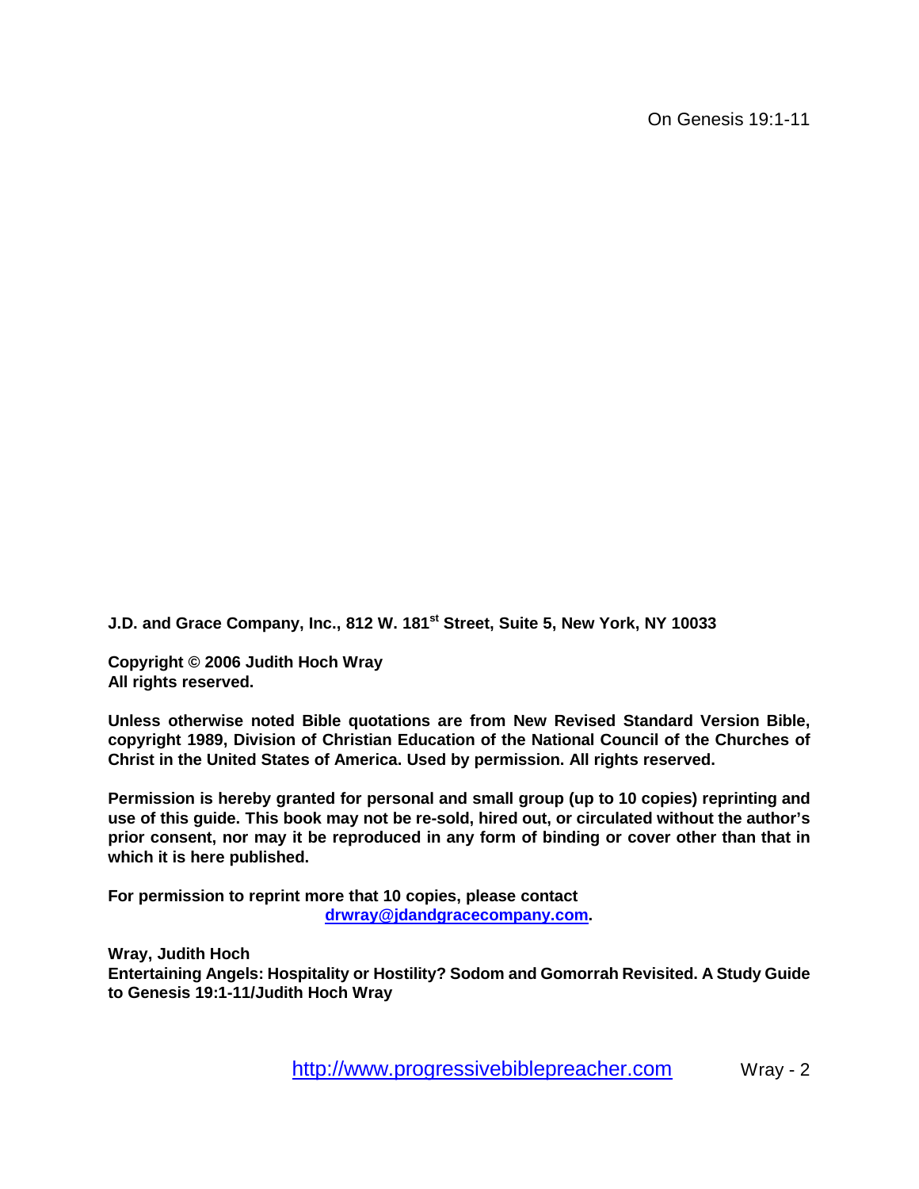On Genesis 19:1-11

**J.D. and Grace Company, Inc., 812 W. 181st Street, Suite 5, New York, NY 10033**

**Copyright © 2006 Judith Hoch Wray**
**All rights reserved.**

**Unless otherwise noted Bible quotations are from New Revised Standard Version Bible, copyright 1989, Division of Christian Education of the National Council of the Churches of Christ in the United States of America. Used by permission. All rights reserved.**

**Permission is hereby granted for personal and small group (up to 10 copies) reprinting and use of this guide. This book may not be re-sold, hired out, or circulated without the author's prior consent, nor may it be reproduced in any form of binding or cover other than that in which it is here published.**

**For permission to reprint more that 10 copies, please contact drwray@jdandgracecompany.com.**

**Wray, Judith Hoch**
**Entertaining Angels: Hospitality or Hostility? Sodom and Gomorrah Revisited. A Study Guide to Genesis 19:1-11/Judith Hoch Wray**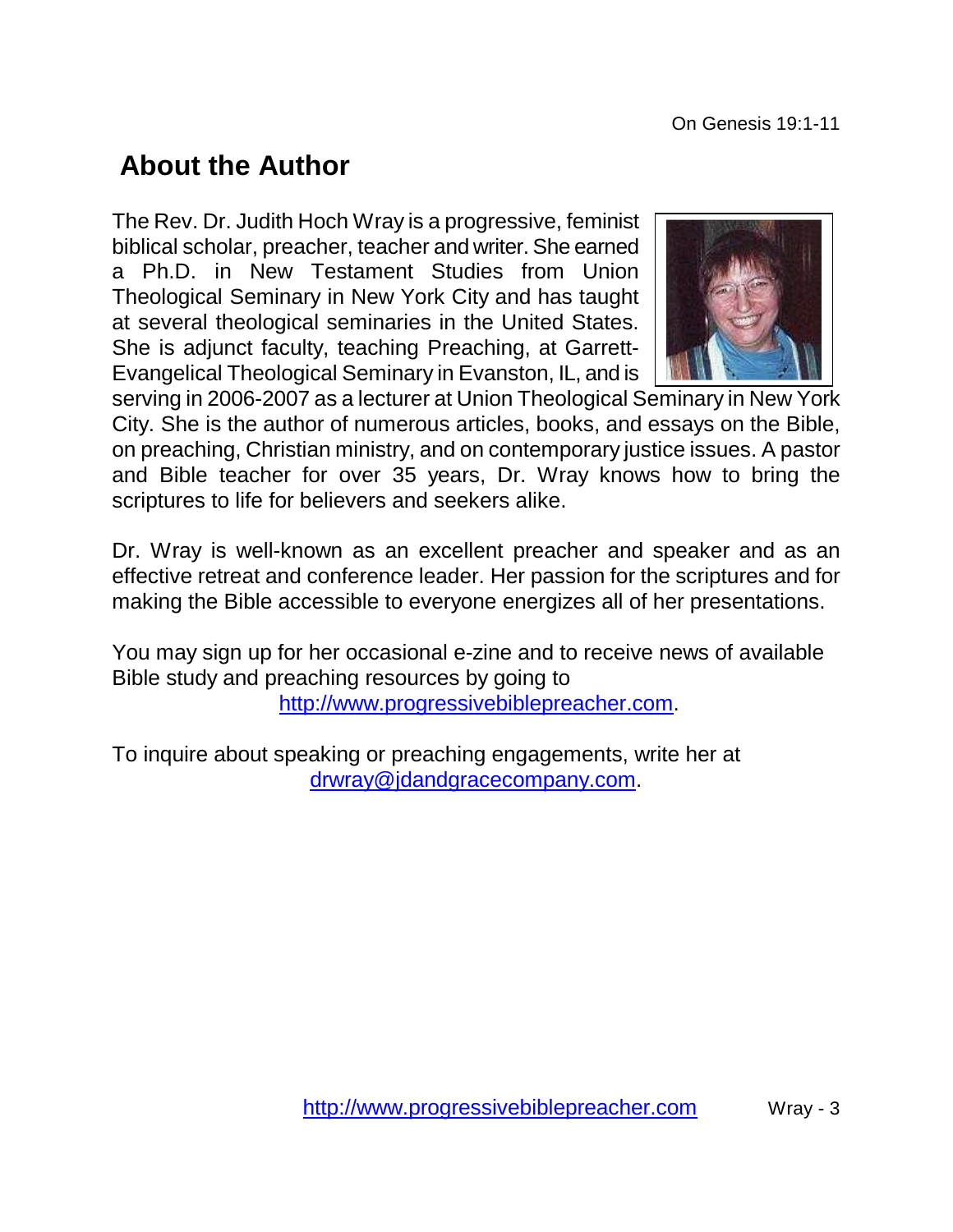## About the Author

The Rev. Dr. Judith Hoch Wray is a progressive, feminist biblical scholar, preacher, teacher and writer. She earned a Ph.D. in New Testament Studies from Union Theological Seminary in New York City and has taught at several theological seminaries in the United States. She is adjunct faculty, teaching Preaching, at Garrett-Evangelical Theological Seminary in Evanston, IL, and is serving in 2006-2007 as a lecturer at Union Theological Seminary in New York City. She is the author of numerous articles, books, and essays on the Bible, on preaching, Christian ministry, and on contemporary justice issues. A pastor and Bible teacher for over 35 years, Dr. Wray knows how to bring the scriptures to life for believers and seekers alike.

Dr. Wray is well-known as an excellent preacher and speaker and as an effective retreat and conference leader. Her passion for the scriptures and for making the Bible accessible to everyone energizes all of her presentations.

You may sign up for her occasional e-zine and to receive news of available Bible study and preaching resources by going to http://www.progressivebiblepreacher.com.

To inquire about speaking or preaching engagements, write her at drwray@jdandgracecompany.com.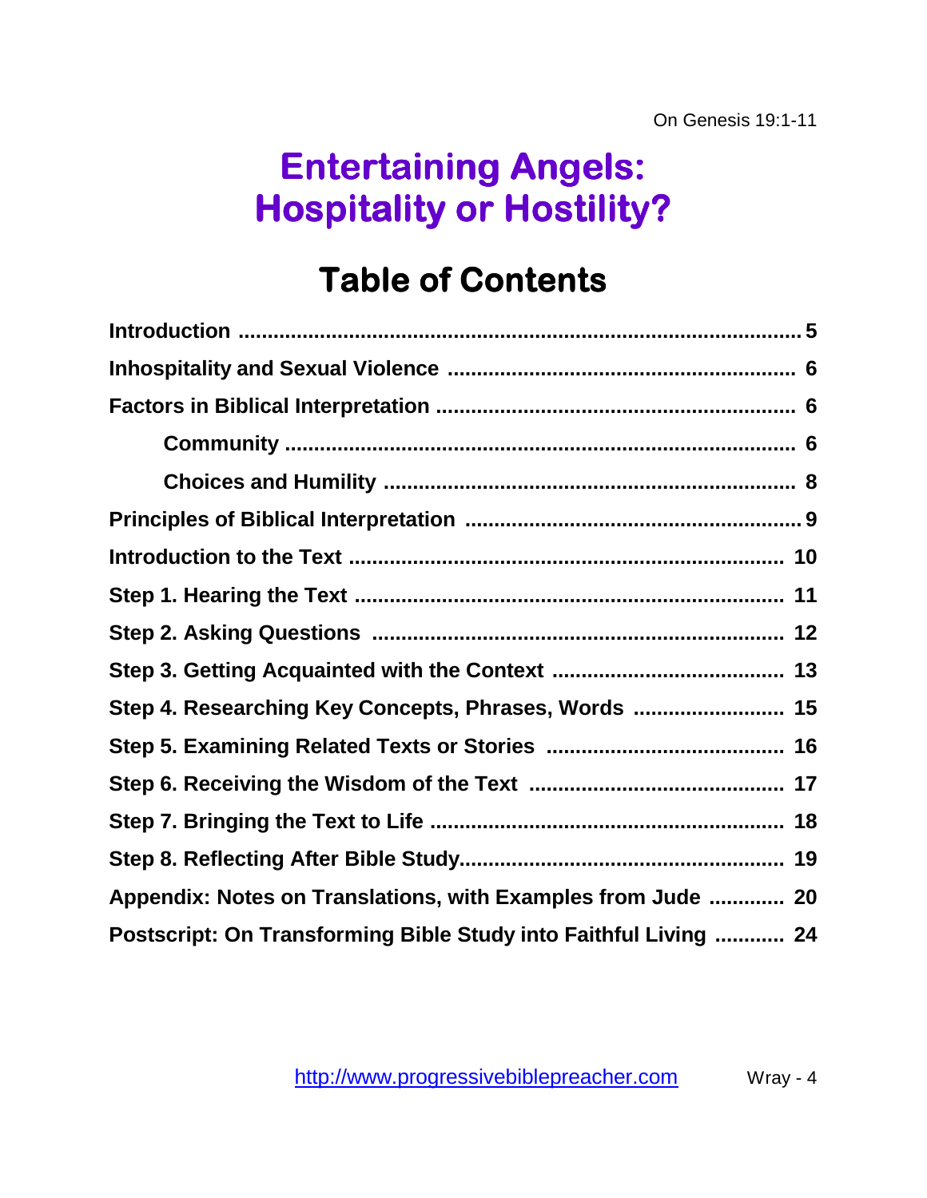On Genesis 19:1-11

# Entertaining Angels: Hospitality or Hostility?

## Table of Contents

| | |
|---|---|
| **Introduction** | **5** |
| **Inhospitality and Sexual Violence** | **6** |
| **Factors in Biblical Interpretation** | **6** |
| &nbsp;&nbsp;&nbsp;&nbsp;**Community** | **6** |
| &nbsp;&nbsp;&nbsp;&nbsp;**Choices and Humility** | **8** |
| **Principles of Biblical Interpretation** | **9** |
| **Introduction to the Text** | **10** |
| **Step 1. Hearing the Text** | **11** |
| **Step 2. Asking Questions** | **12** |
| **Step 3. Getting Acquainted with the Context** | **13** |
| **Step 4. Researching Key Concepts, Phrases, Words** | **15** |
| **Step 5. Examining Related Texts or Stories** | **16** |
| **Step 6. Receiving the Wisdom of the Text** | **17** |
| **Step 7. Bringing the Text to Life** | **18** |
| **Step 8. Reflecting After Bible Study** | **19** |
| **Appendix: Notes on Translations, with Examples from Jude** | **20** |
| **Postscript: On Transforming Bible Study into Faithful Living** | **24** |

http://www.progressivebiblepreacher.com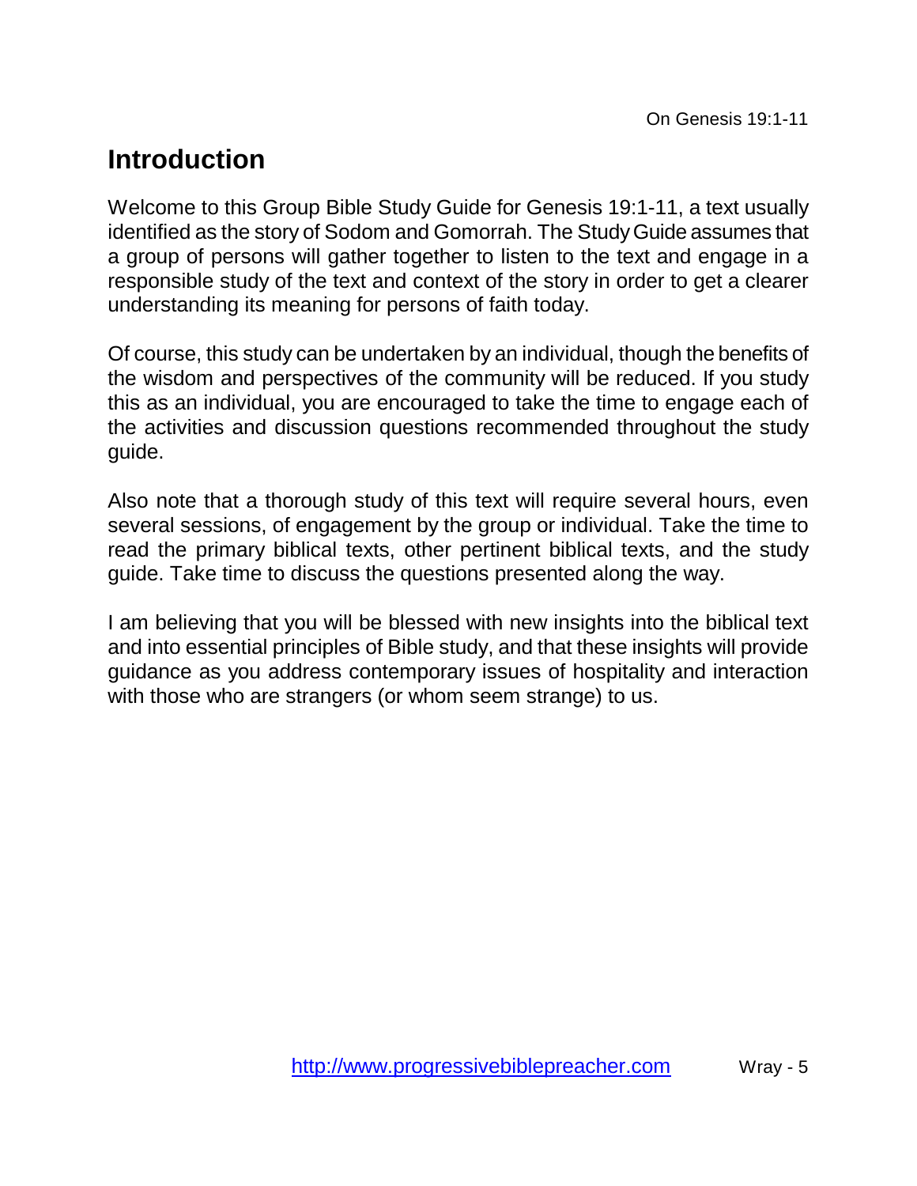## Introduction

Welcome to this Group Bible Study Guide for Genesis 19:1-11, a text usually identified as the story of Sodom and Gomorrah. The Study Guide assumes that a group of persons will gather together to listen to the text and engage in a responsible study of the text and context of the story in order to get a clearer understanding its meaning for persons of faith today.

Of course, this study can be undertaken by an individual, though the benefits of the wisdom and perspectives of the community will be reduced. If you study this as an individual, you are encouraged to take the time to engage each of the activities and discussion questions recommended throughout the study guide.

Also note that a thorough study of this text will require several hours, even several sessions, of engagement by the group or individual. Take the time to read the primary biblical texts, other pertinent biblical texts, and the study guide. Take time to discuss the questions presented along the way.

I am believing that you will be blessed with new insights into the biblical text and into essential principles of Bible study, and that these insights will provide guidance as you address contemporary issues of hospitality and interaction with those who are strangers (or whom seem strange) to us.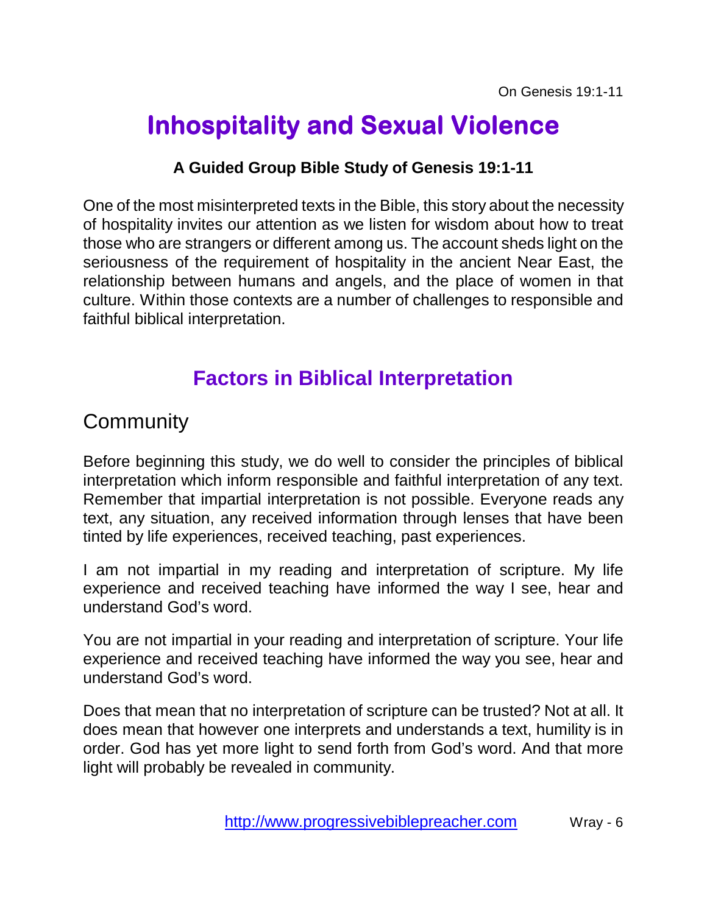# Inhospitality and Sexual Violence

**A Guided Group Bible Study of Genesis 19:1-11**

One of the most misinterpreted texts in the Bible, this story about the necessity of hospitality invites our attention as we listen for wisdom about how to treat those who are strangers or different among us. The account sheds light on the seriousness of the requirement of hospitality in the ancient Near East, the relationship between humans and angels, and the place of women in that culture. Within those contexts are a number of challenges to responsible and faithful biblical interpretation.

## Factors in Biblical Interpretation

### Community

Before beginning this study, we do well to consider the principles of biblical interpretation which inform responsible and faithful interpretation of any text. Remember that impartial interpretation is not possible. Everyone reads any text, any situation, any received information through lenses that have been tinted by life experiences, received teaching, past experiences.

I am not impartial in my reading and interpretation of scripture. My life experience and received teaching have informed the way I see, hear and understand God's word.

You are not impartial in your reading and interpretation of scripture. Your life experience and received teaching have informed the way you see, hear and understand God's word.

Does that mean that no interpretation of scripture can be trusted? Not at all. It does mean that however one interprets and understands a text, humility is in order. God has yet more light to send forth from God's word. And that more light will probably be revealed in community.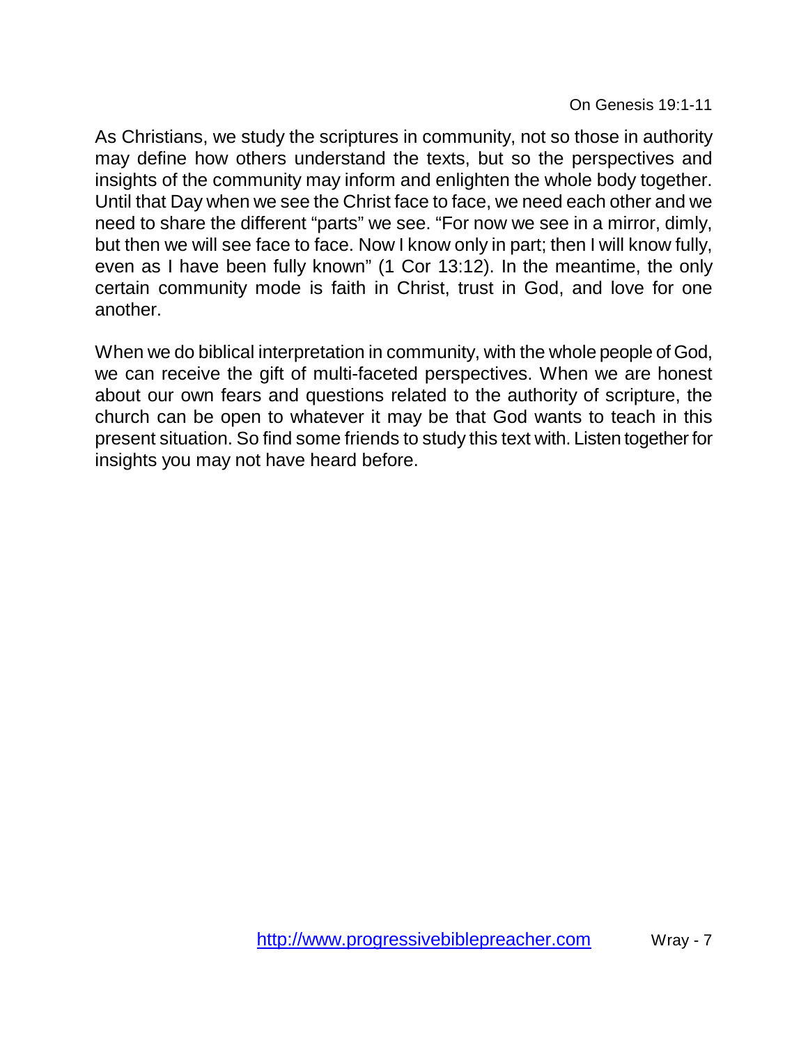As Christians, we study the scriptures in community, not so those in authority may define how others understand the texts, but so the perspectives and insights of the community may inform and enlighten the whole body together. Until that Day when we see the Christ face to face, we need each other and we need to share the different "parts" we see. "For now we see in a mirror, dimly, but then we will see face to face. Now I know only in part; then I will know fully, even as I have been fully known" (1 Cor 13:12). In the meantime, the only certain community mode is faith in Christ, trust in God, and love for one another.

When we do biblical interpretation in community, with the whole people of God, we can receive the gift of multi-faceted perspectives. When we are honest about our own fears and questions related to the authority of scripture, the church can be open to whatever it may be that God wants to teach in this present situation. So find some friends to study this text with. Listen together for insights you may not have heard before.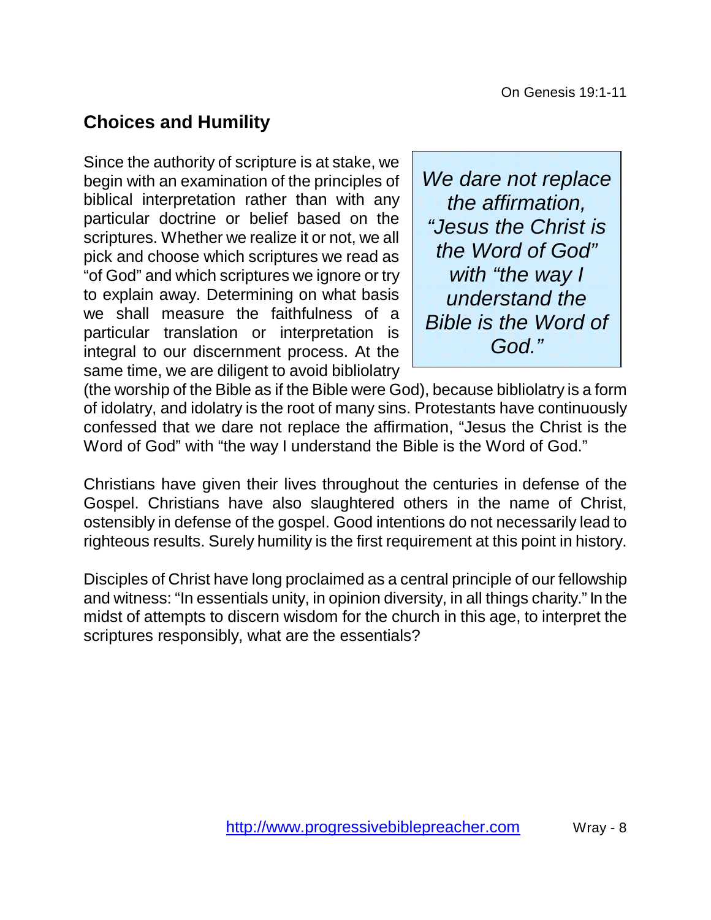## Choices and Humility

> *We dare not replace the affirmation, "Jesus the Christ is the Word of God" with "the way I understand the Bible is the Word of God."*

Since the authority of scripture is at stake, we begin with an examination of the principles of biblical interpretation rather than with any particular doctrine or belief based on the scriptures. Whether we realize it or not, we all pick and choose which scriptures we read as "of God" and which scriptures we ignore or try to explain away. Determining on what basis we shall measure the faithfulness of a particular translation or interpretation is integral to our discernment process. At the same time, we are diligent to avoid bibliolatry (the worship of the Bible as if the Bible were God), because bibliolatry is a form of idolatry, and idolatry is the root of many sins. Protestants have continuously confessed that we dare not replace the affirmation, "Jesus the Christ is the Word of God" with "the way I understand the Bible is the Word of God."

Christians have given their lives throughout the centuries in defense of the Gospel. Christians have also slaughtered others in the name of Christ, ostensibly in defense of the gospel. Good intentions do not necessarily lead to righteous results. Surely humility is the first requirement at this point in history.

Disciples of Christ have long proclaimed as a central principle of our fellowship and witness: "In essentials unity, in opinion diversity, in all things charity." In the midst of attempts to discern wisdom for the church in this age, to interpret the scriptures responsibly, what are the essentials?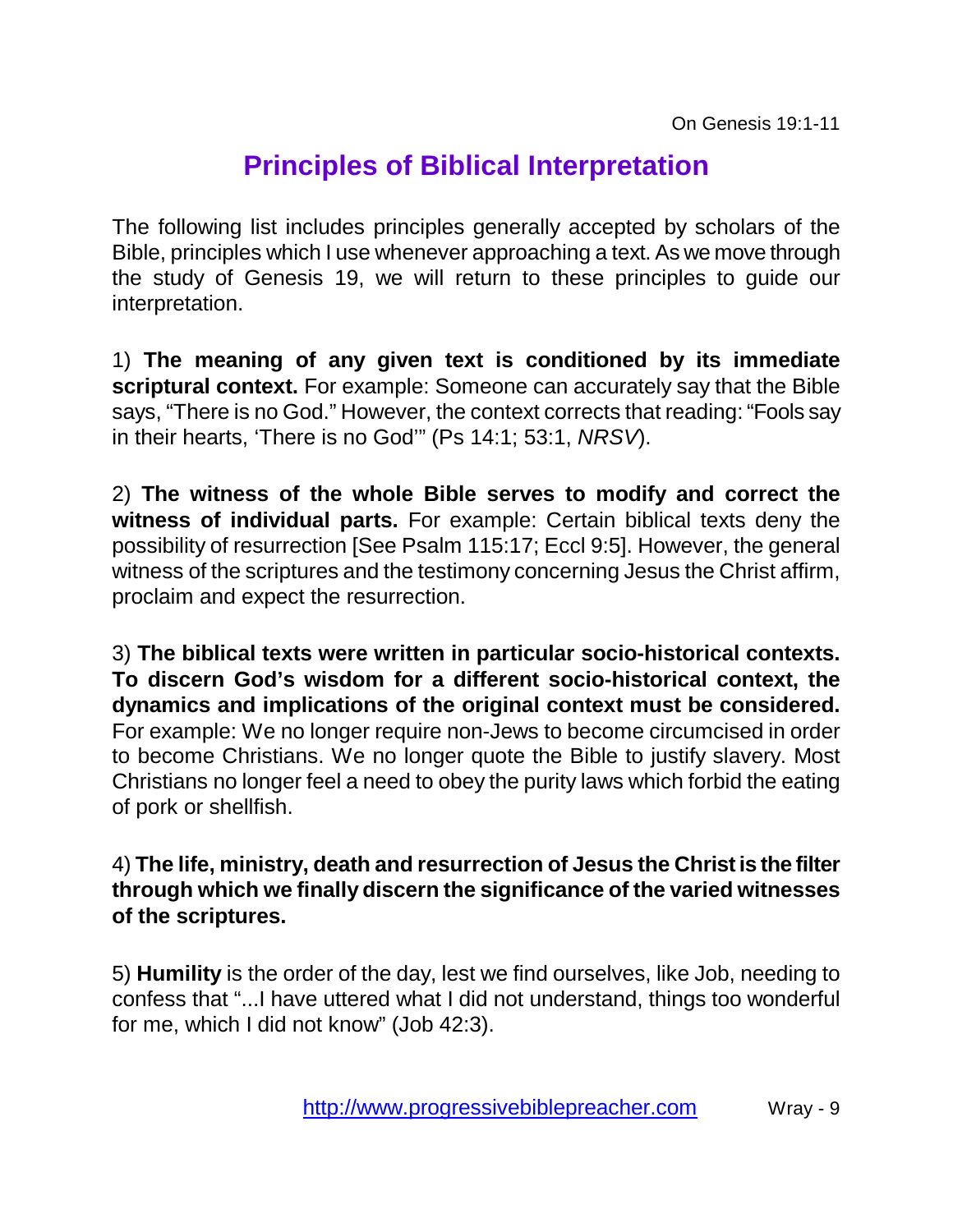On Genesis 19:1-11

# Principles of Biblical Interpretation

The following list includes principles generally accepted by scholars of the Bible, principles which I use whenever approaching a text. As we move through the study of Genesis 19, we will return to these principles to guide our interpretation.

1) **The meaning of any given text is conditioned by its immediate scriptural context.** For example: Someone can accurately say that the Bible says, "There is no God." However, the context corrects that reading: "Fools say in their hearts, 'There is no God'" (Ps 14:1; 53:1, *NRSV*).

2) **The witness of the whole Bible serves to modify and correct the witness of individual parts.** For example: Certain biblical texts deny the possibility of resurrection [See Psalm 115:17; Eccl 9:5]. However, the general witness of the scriptures and the testimony concerning Jesus the Christ affirm, proclaim and expect the resurrection.

3) **The biblical texts were written in particular socio-historical contexts. To discern God's wisdom for a different socio-historical context, the dynamics and implications of the original context must be considered.** For example: We no longer require non-Jews to become circumcised in order to become Christians. We no longer quote the Bible to justify slavery. Most Christians no longer feel a need to obey the purity laws which forbid the eating of pork or shellfish.

4) **The life, ministry, death and resurrection of Jesus the Christ is the filter through which we finally discern the significance of the varied witnesses of the scriptures.**

5) **Humility** is the order of the day, lest we find ourselves, like Job, needing to confess that "...I have uttered what I did not understand, things too wonderful for me, which I did not know" (Job 42:3).

http://www.progressivebiblepreacher.com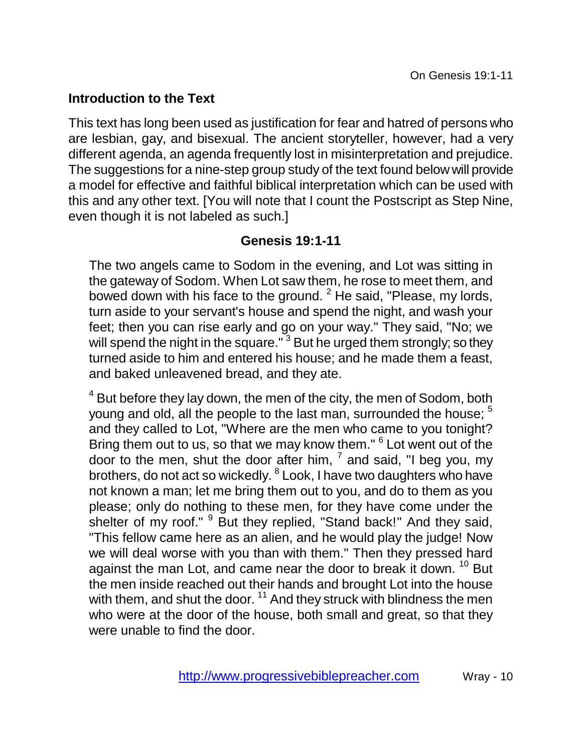## Introduction to the Text

This text has long been used as justification for fear and hatred of persons who are lesbian, gay, and bisexual. The ancient storyteller, however, had a very different agenda, an agenda frequently lost in misinterpretation and prejudice. The suggestions for a nine-step group study of the text found below will provide a model for effective and faithful biblical interpretation which can be used with this and any other text. [You will note that I count the Postscript as Step Nine, even though it is not labeled as such.]

### Genesis 19:1-11

> The two angels came to Sodom in the evening, and Lot was sitting in the gateway of Sodom. When Lot saw them, he rose to meet them, and bowed down with his face to the ground. [2] He said, "Please, my lords, turn aside to your servant's house and spend the night, and wash your feet; then you can rise early and go on your way." They said, "No; we will spend the night in the square." [3] But he urged them strongly; so they turned aside to him and entered his house; and he made them a feast, and baked unleavened bread, and they ate.
>
> [4] But before they lay down, the men of the city, the men of Sodom, both young and old, all the people to the last man, surrounded the house; [5] and they called to Lot, "Where are the men who came to you tonight? Bring them out to us, so that we may know them." [6] Lot went out of the door to the men, shut the door after him, [7] and said, "I beg you, my brothers, do not act so wickedly. [8] Look, I have two daughters who have not known a man; let me bring them out to you, and do to them as you please; only do nothing to these men, for they have come under the shelter of my roof." [9] But they replied, "Stand back!" And they said, "This fellow came here as an alien, and he would play the judge! Now we will deal worse with you than with them." Then they pressed hard against the man Lot, and came near the door to break it down. [10] But the men inside reached out their hands and brought Lot into the house with them, and shut the door. [11] And they struck with blindness the men who were at the door of the house, both small and great, so that they were unable to find the door.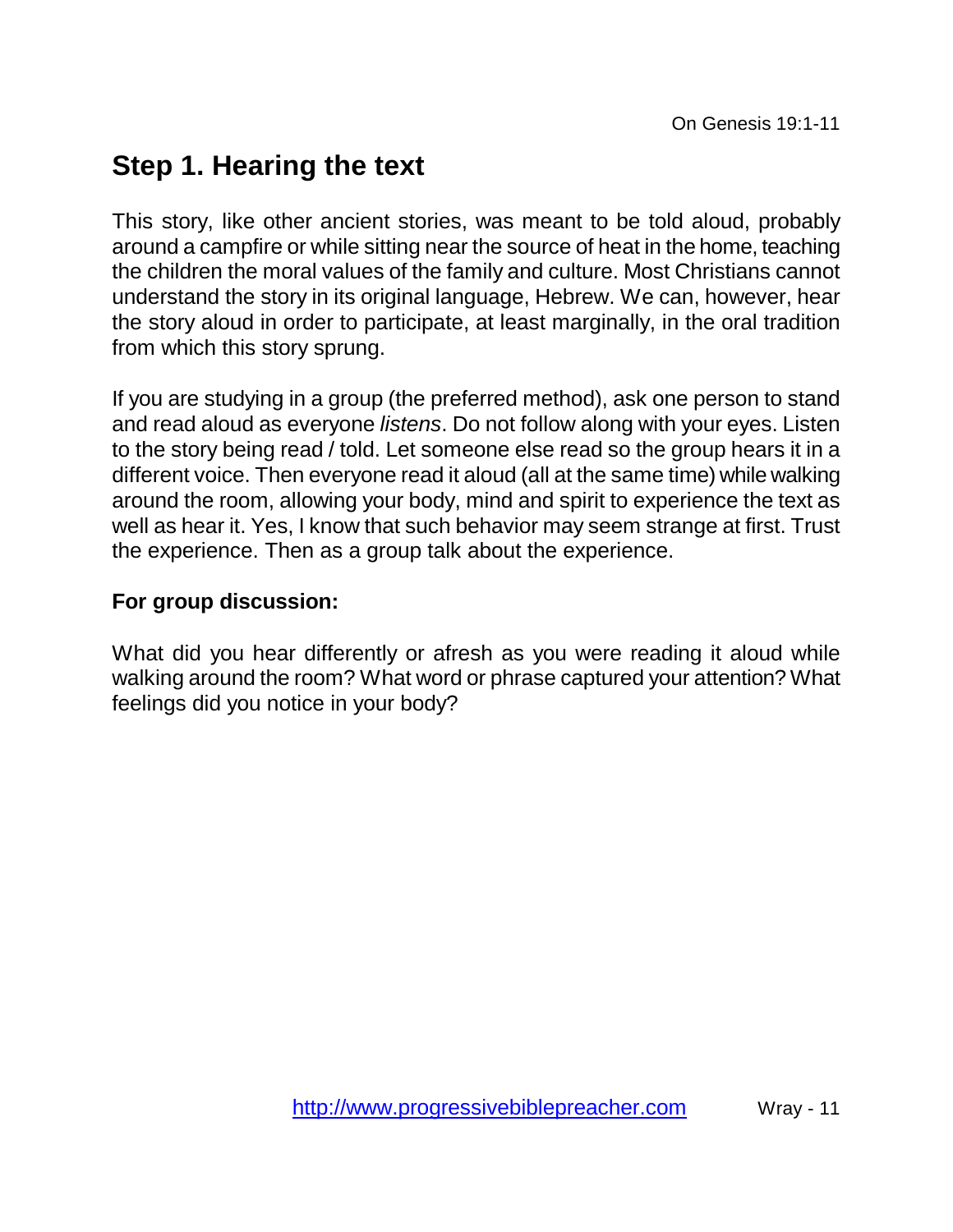## Step 1. Hearing the text

This story, like other ancient stories, was meant to be told aloud, probably around a campfire or while sitting near the source of heat in the home, teaching the children the moral values of the family and culture. Most Christians cannot understand the story in its original language, Hebrew. We can, however, hear the story aloud in order to participate, at least marginally, in the oral tradition from which this story sprung.

If you are studying in a group (the preferred method), ask one person to stand and read aloud as everyone *listens*. Do not follow along with your eyes. Listen to the story being read / told. Let someone else read so the group hears it in a different voice. Then everyone read it aloud (all at the same time) while walking around the room, allowing your body, mind and spirit to experience the text as well as hear it. Yes, I know that such behavior may seem strange at first. Trust the experience. Then as a group talk about the experience.

**For group discussion:**

What did you hear differently or afresh as you were reading it aloud while walking around the room? What word or phrase captured your attention? What feelings did you notice in your body?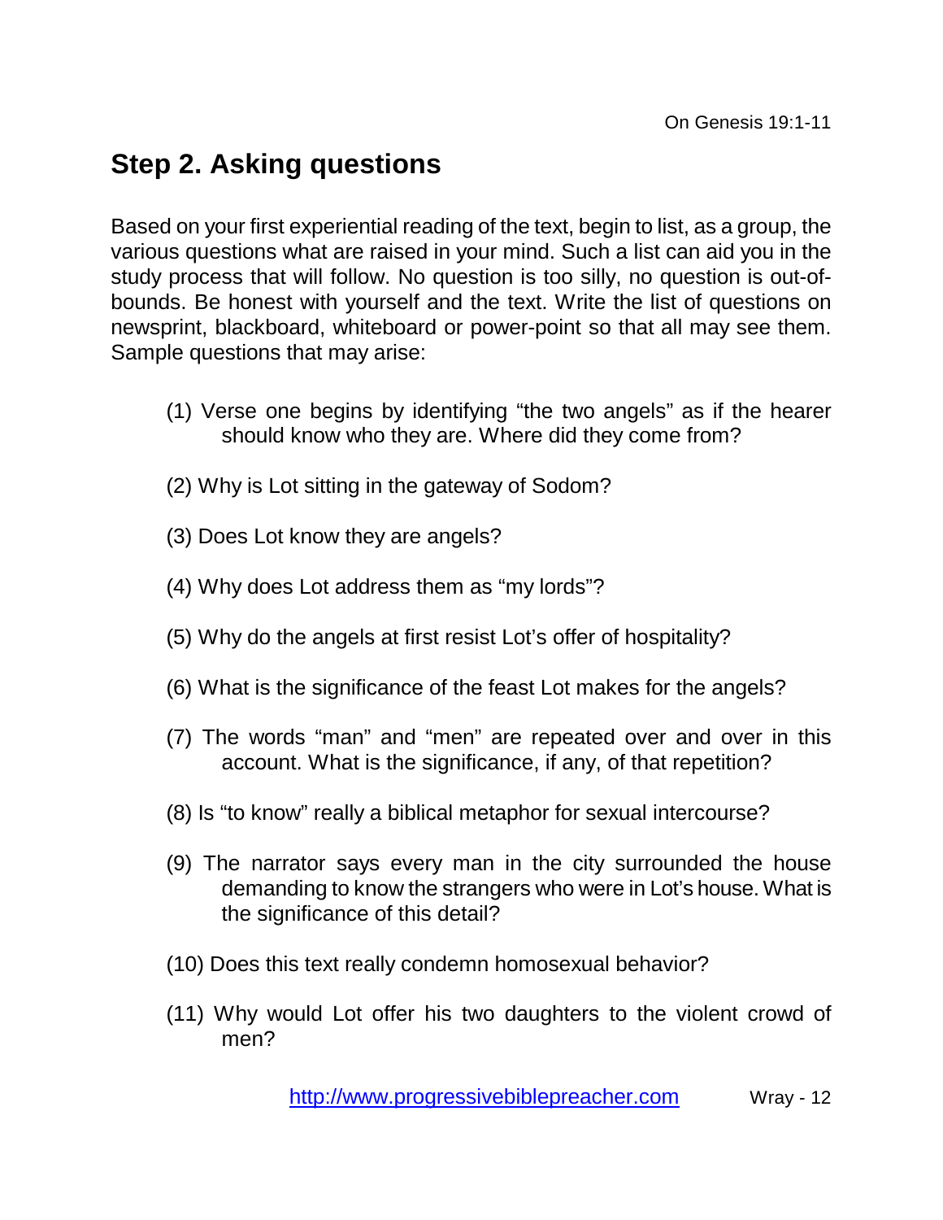## Step 2. Asking questions

Based on your first experiential reading of the text, begin to list, as a group, the various questions what are raised in your mind. Such a list can aid you in the study process that will follow. No question is too silly, no question is out-of-bounds. Be honest with yourself and the text. Write the list of questions on newsprint, blackboard, whiteboard or power-point so that all may see them. Sample questions that may arise:

(1) Verse one begins by identifying “the two angels” as if the hearer should know who they are. Where did they come from?

(2) Why is Lot sitting in the gateway of Sodom?

(3) Does Lot know they are angels?

(4) Why does Lot address them as “my lords”?

(5) Why do the angels at first resist Lot’s offer of hospitality?

(6) What is the significance of the feast Lot makes for the angels?

(7) The words “man” and “men” are repeated over and over in this account. What is the significance, if any, of that repetition?

(8) Is “to know” really a biblical metaphor for sexual intercourse?

(9) The narrator says every man in the city surrounded the house demanding to know the strangers who were in Lot’s house. What is the significance of this detail?

(10) Does this text really condemn homosexual behavior?

(11) Why would Lot offer his two daughters to the violent crowd of men?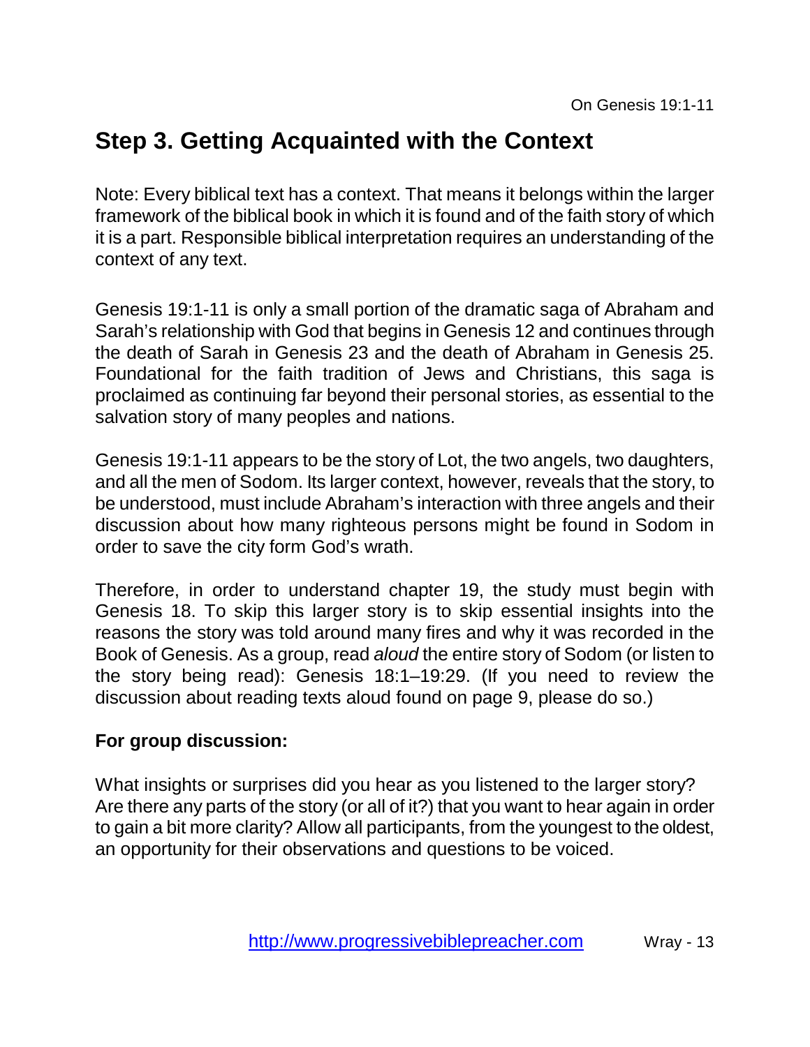## Step 3. Getting Acquainted with the Context

Note: Every biblical text has a context. That means it belongs within the larger framework of the biblical book in which it is found and of the faith story of which it is a part. Responsible biblical interpretation requires an understanding of the context of any text.

Genesis 19:1-11 is only a small portion of the dramatic saga of Abraham and Sarah's relationship with God that begins in Genesis 12 and continues through the death of Sarah in Genesis 23 and the death of Abraham in Genesis 25. Foundational for the faith tradition of Jews and Christians, this saga is proclaimed as continuing far beyond their personal stories, as essential to the salvation story of many peoples and nations.

Genesis 19:1-11 appears to be the story of Lot, the two angels, two daughters, and all the men of Sodom. Its larger context, however, reveals that the story, to be understood, must include Abraham's interaction with three angels and their discussion about how many righteous persons might be found in Sodom in order to save the city form God's wrath.

Therefore, in order to understand chapter 19, the study must begin with Genesis 18. To skip this larger story is to skip essential insights into the reasons the story was told around many fires and why it was recorded in the Book of Genesis. As a group, read *aloud* the entire story of Sodom (or listen to the story being read): Genesis 18:1–19:29. (If you need to review the discussion about reading texts aloud found on page 9, please do so.)

**For group discussion:**

What insights or surprises did you hear as you listened to the larger story? Are there any parts of the story (or all of it?) that you want to hear again in order to gain a bit more clarity? Allow all participants, from the youngest to the oldest, an opportunity for their observations and questions to be voiced.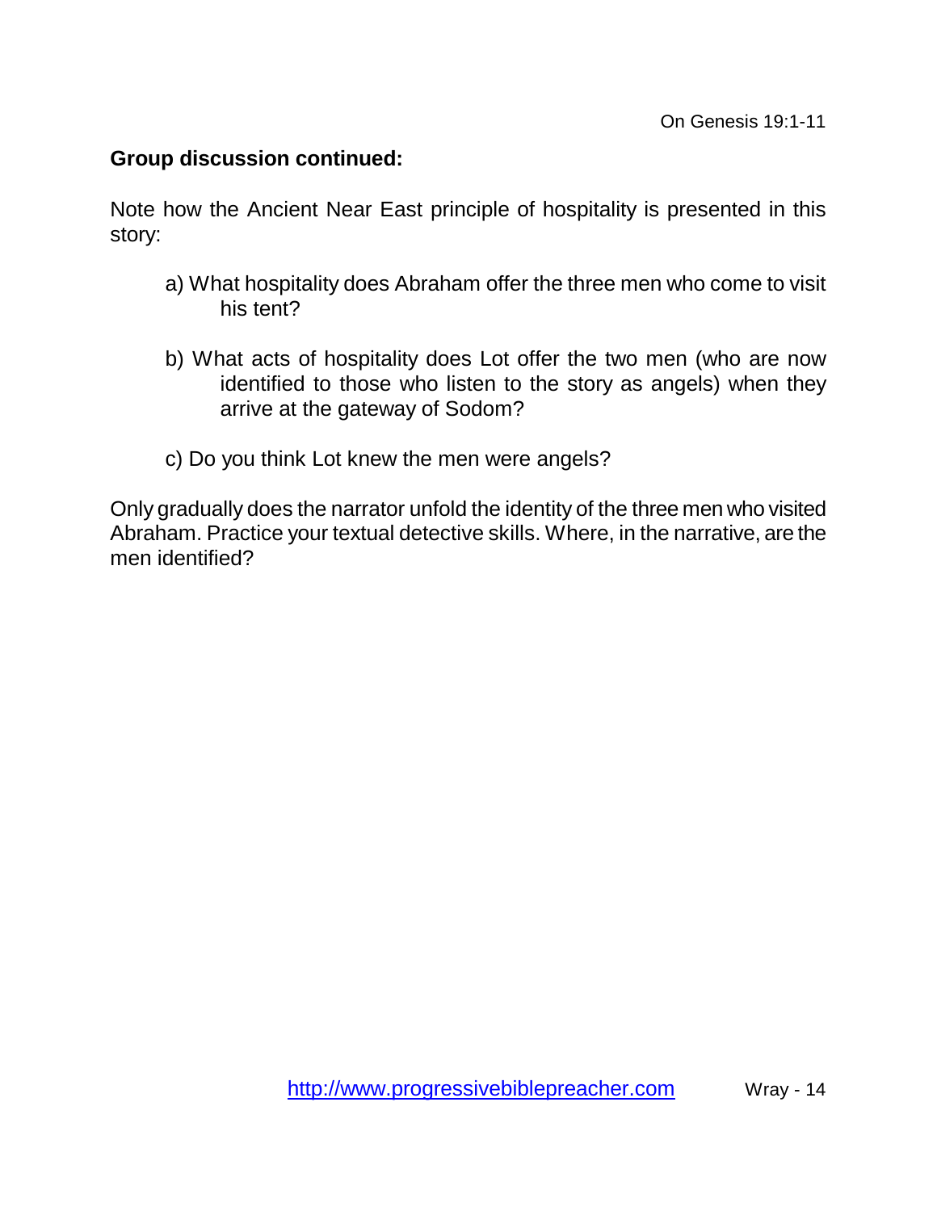**Group discussion continued:**

Note how the Ancient Near East principle of hospitality is presented in this story:

a) What hospitality does Abraham offer the three men who come to visit his tent?

b) What acts of hospitality does Lot offer the two men (who are now identified to those who listen to the story as angels) when they arrive at the gateway of Sodom?

c) Do you think Lot knew the men were angels?

Only gradually does the narrator unfold the identity of the three men who visited Abraham. Practice your textual detective skills. Where, in the narrative, are the men identified?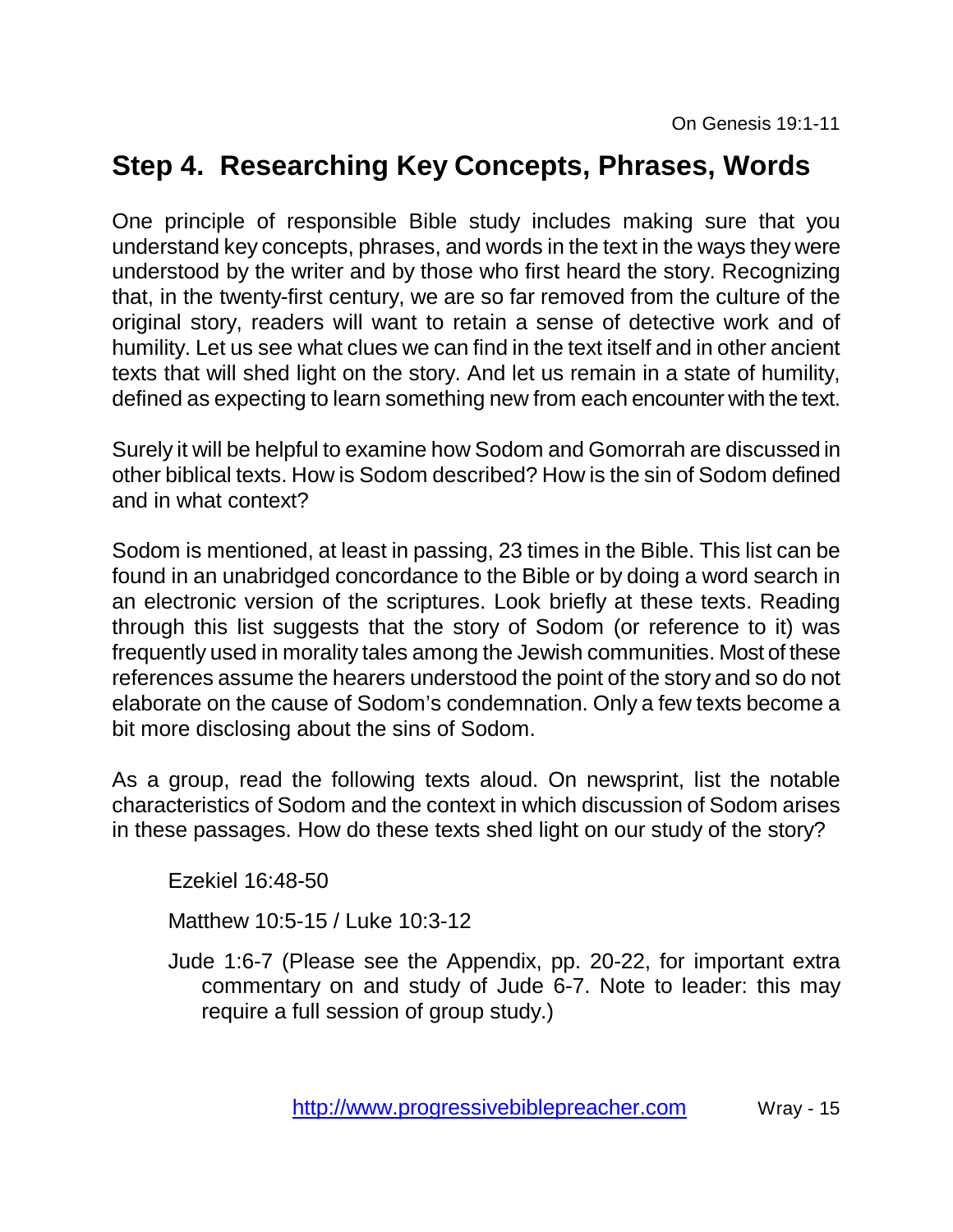## Step 4. Researching Key Concepts, Phrases, Words

One principle of responsible Bible study includes making sure that you understand key concepts, phrases, and words in the text in the ways they were understood by the writer and by those who first heard the story. Recognizing that, in the twenty-first century, we are so far removed from the culture of the original story, readers will want to retain a sense of detective work and of humility. Let us see what clues we can find in the text itself and in other ancient texts that will shed light on the story. And let us remain in a state of humility, defined as expecting to learn something new from each encounter with the text.

Surely it will be helpful to examine how Sodom and Gomorrah are discussed in other biblical texts. How is Sodom described? How is the sin of Sodom defined and in what context?

Sodom is mentioned, at least in passing, 23 times in the Bible. This list can be found in an unabridged concordance to the Bible or by doing a word search in an electronic version of the scriptures. Look briefly at these texts. Reading through this list suggests that the story of Sodom (or reference to it) was frequently used in morality tales among the Jewish communities. Most of these references assume the hearers understood the point of the story and so do not elaborate on the cause of Sodom's condemnation. Only a few texts become a bit more disclosing about the sins of Sodom.

As a group, read the following texts aloud. On newsprint, list the notable characteristics of Sodom and the context in which discussion of Sodom arises in these passages. How do these texts shed light on our study of the story?

Ezekiel 16:48-50

Matthew 10:5-15 / Luke 10:3-12

Jude 1:6-7 (Please see the Appendix, pp. 20-22, for important extra commentary on and study of Jude 6-7. Note to leader: this may require a full session of group study.)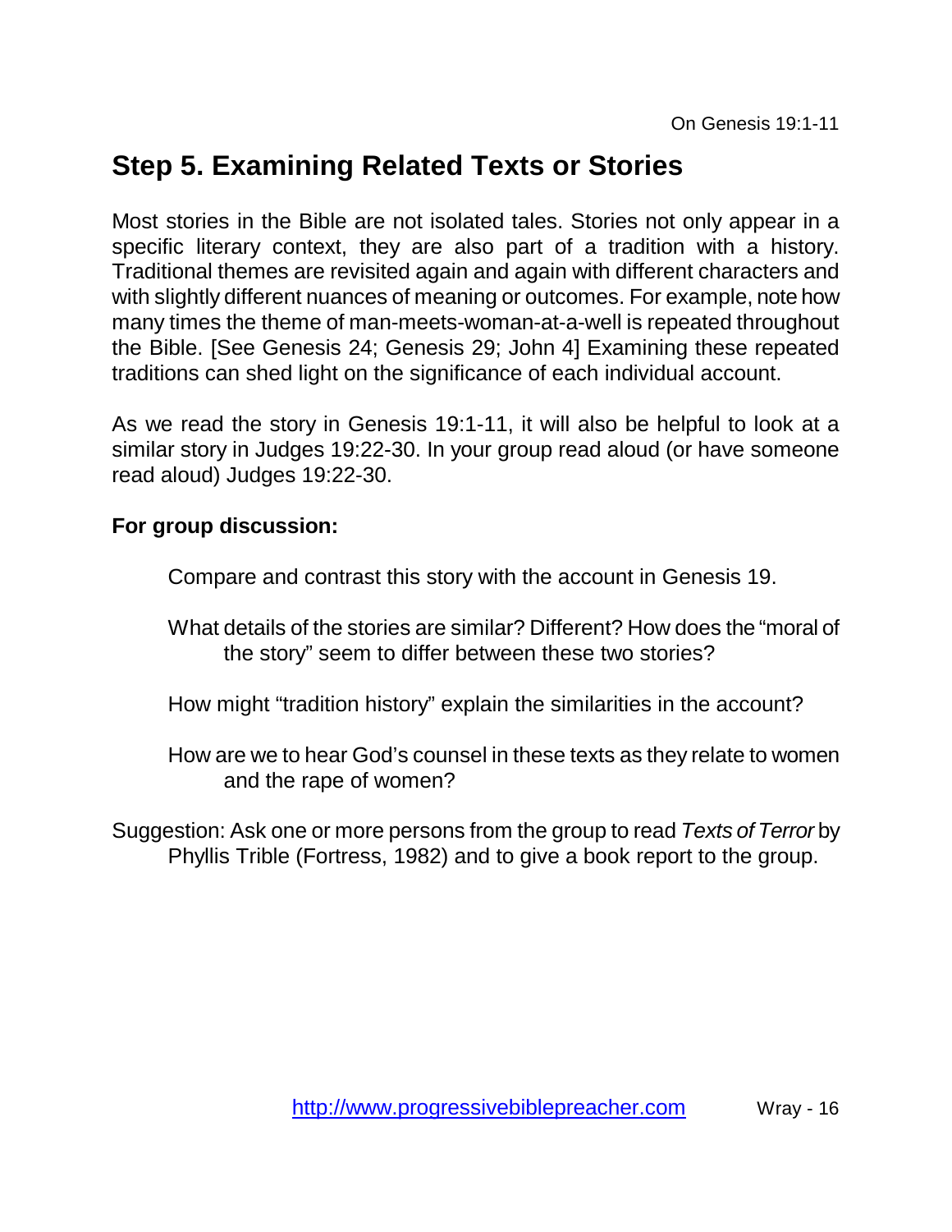## Step 5. Examining Related Texts or Stories

Most stories in the Bible are not isolated tales. Stories not only appear in a specific literary context, they are also part of a tradition with a history. Traditional themes are revisited again and again with different characters and with slightly different nuances of meaning or outcomes. For example, note how many times the theme of man-meets-woman-at-a-well is repeated throughout the Bible. [See Genesis 24; Genesis 29; John 4] Examining these repeated traditions can shed light on the significance of each individual account.

As we read the story in Genesis 19:1-11, it will also be helpful to look at a similar story in Judges 19:22-30. In your group read aloud (or have someone read aloud) Judges 19:22-30.

**For group discussion:**

Compare and contrast this story with the account in Genesis 19.

What details of the stories are similar? Different? How does the "moral of the story" seem to differ between these two stories?

How might "tradition history" explain the similarities in the account?

How are we to hear God's counsel in these texts as they relate to women and the rape of women?

Suggestion: Ask one or more persons from the group to read *Texts of Terror* by Phyllis Trible (Fortress, 1982) and to give a book report to the group.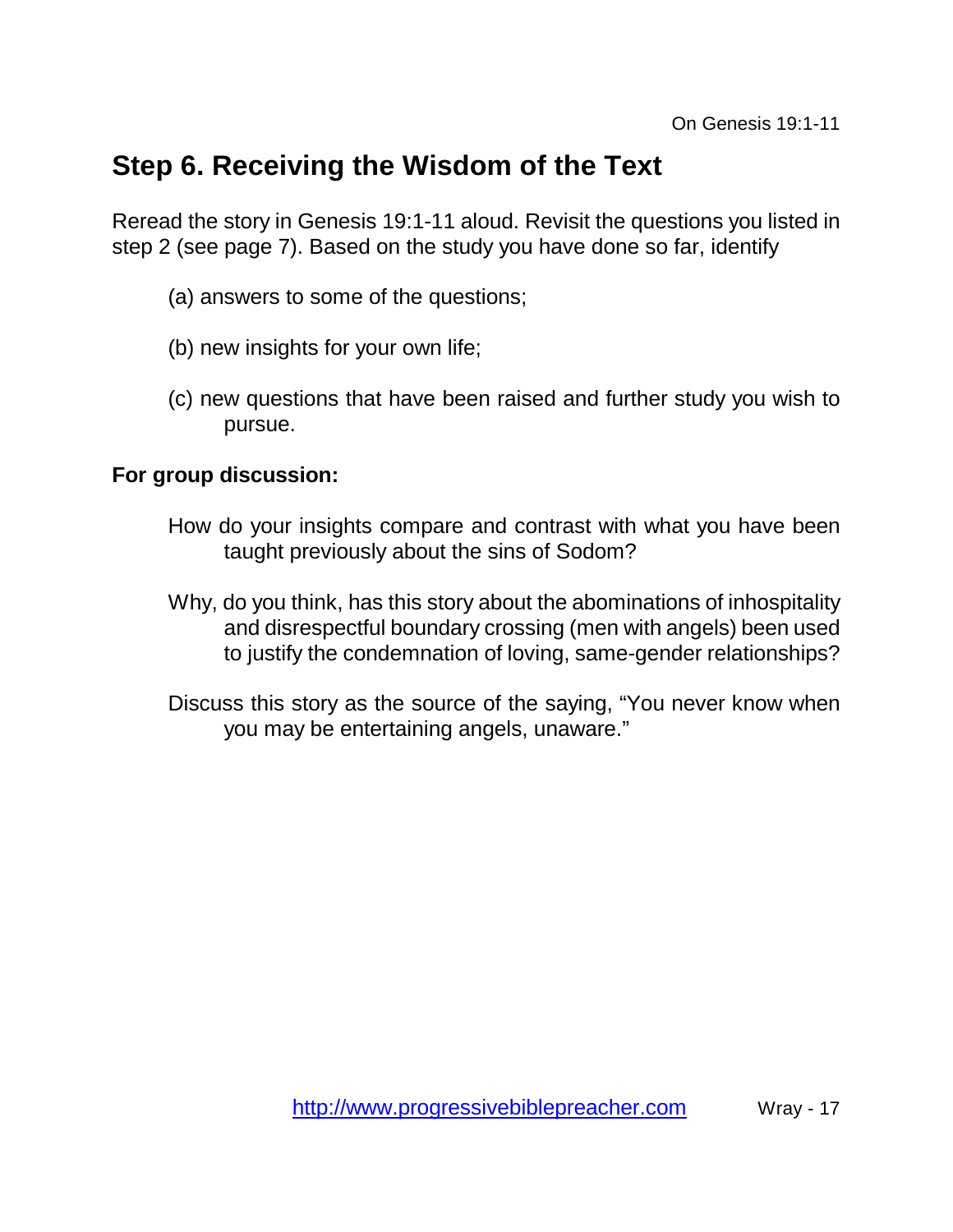## Step 6. Receiving the Wisdom of the Text

Reread the story in Genesis 19:1-11 aloud. Revisit the questions you listed in step 2 (see page 7). Based on the study you have done so far, identify

(a) answers to some of the questions;

(b) new insights for your own life;

(c) new questions that have been raised and further study you wish to pursue.

**For group discussion:**

How do your insights compare and contrast with what you have been taught previously about the sins of Sodom?

Why, do you think, has this story about the abominations of inhospitality and disrespectful boundary crossing (men with angels) been used to justify the condemnation of loving, same-gender relationships?

Discuss this story as the source of the saying, "You never know when you may be entertaining angels, unaware."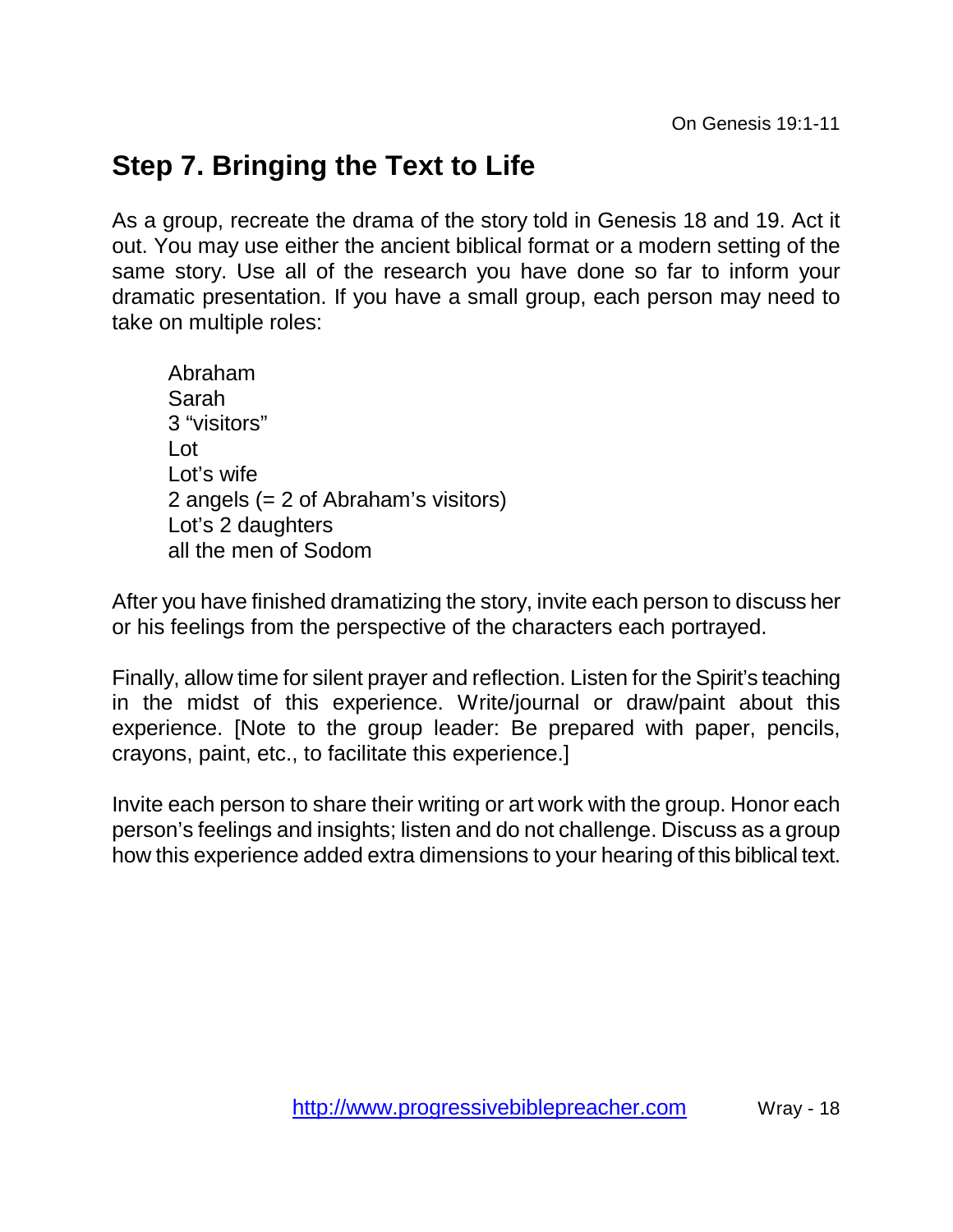## Step 7. Bringing the Text to Life

As a group, recreate the drama of the story told in Genesis 18 and 19. Act it out. You may use either the ancient biblical format or a modern setting of the same story. Use all of the research you have done so far to inform your dramatic presentation. If you have a small group, each person may need to take on multiple roles:

Abraham
Sarah
3 "visitors"
Lot
Lot's wife
2 angels (= 2 of Abraham's visitors)
Lot's 2 daughters
all the men of Sodom

After you have finished dramatizing the story, invite each person to discuss her or his feelings from the perspective of the characters each portrayed.

Finally, allow time for silent prayer and reflection. Listen for the Spirit's teaching in the midst of this experience. Write/journal or draw/paint about this experience. [Note to the group leader: Be prepared with paper, pencils, crayons, paint, etc., to facilitate this experience.]

Invite each person to share their writing or art work with the group. Honor each person's feelings and insights; listen and do not challenge. Discuss as a group how this experience added extra dimensions to your hearing of this biblical text.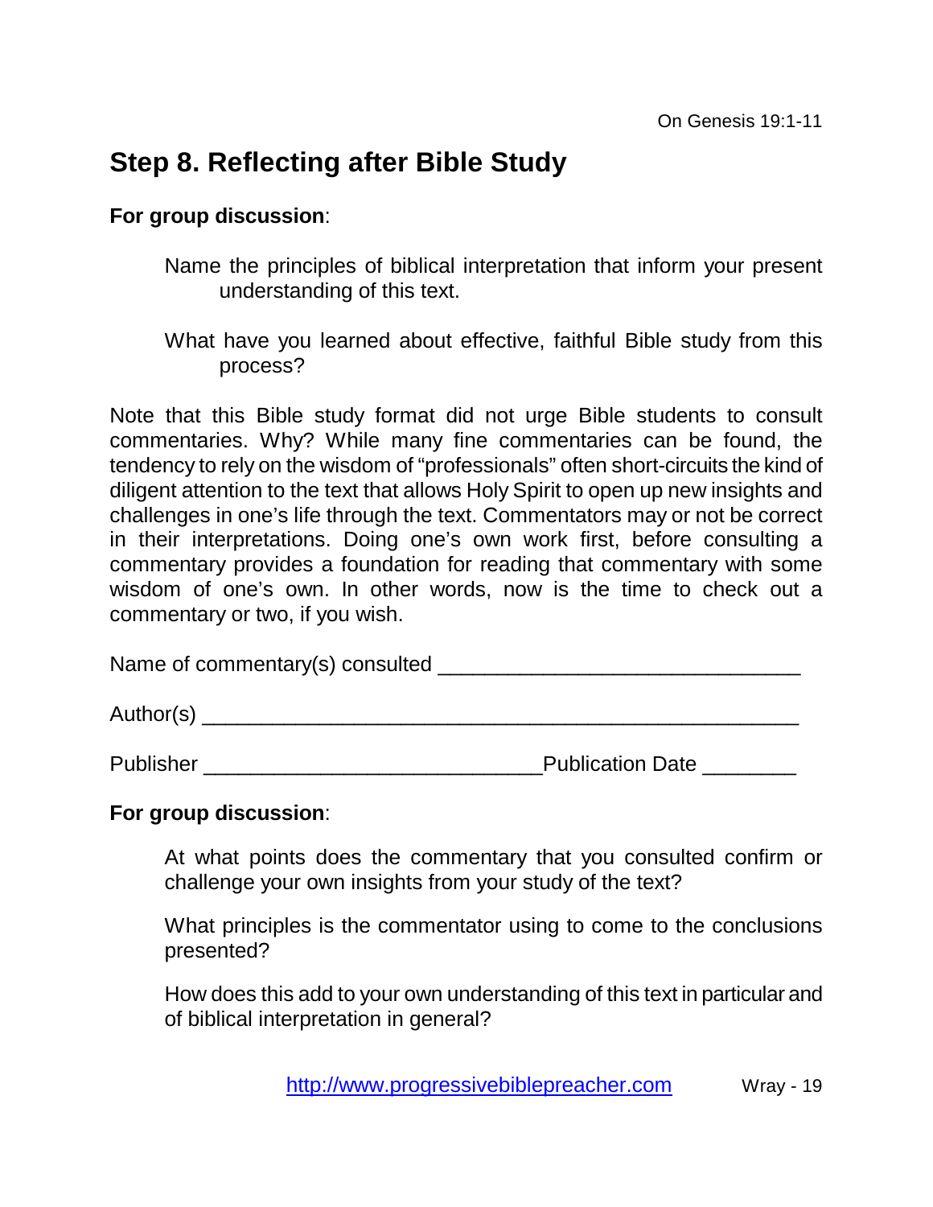## Step 8. Reflecting after Bible Study

**For group discussion**:

Name the principles of biblical interpretation that inform your present understanding of this text.

What have you learned about effective, faithful Bible study from this process?

Note that this Bible study format did not urge Bible students to consult commentaries. Why? While many fine commentaries can be found, the tendency to rely on the wisdom of "professionals" often short-circuits the kind of diligent attention to the text that allows Holy Spirit to open up new insights and challenges in one's life through the text. Commentators may or not be correct in their interpretations. Doing one's own work first, before consulting a commentary provides a foundation for reading that commentary with some wisdom of one's own. In other words, now is the time to check out a commentary or two, if you wish.

Name of commentary(s) consulted ______________________________

Author(s) __________________________________________________

Publisher ____________________________Publication Date ________

**For group discussion**:

At what points does the commentary that you consulted confirm or challenge your own insights from your study of the text?

What principles is the commentator using to come to the conclusions presented?

How does this add to your own understanding of this text in particular and of biblical interpretation in general?

http://www.progressivebiblepreacher.com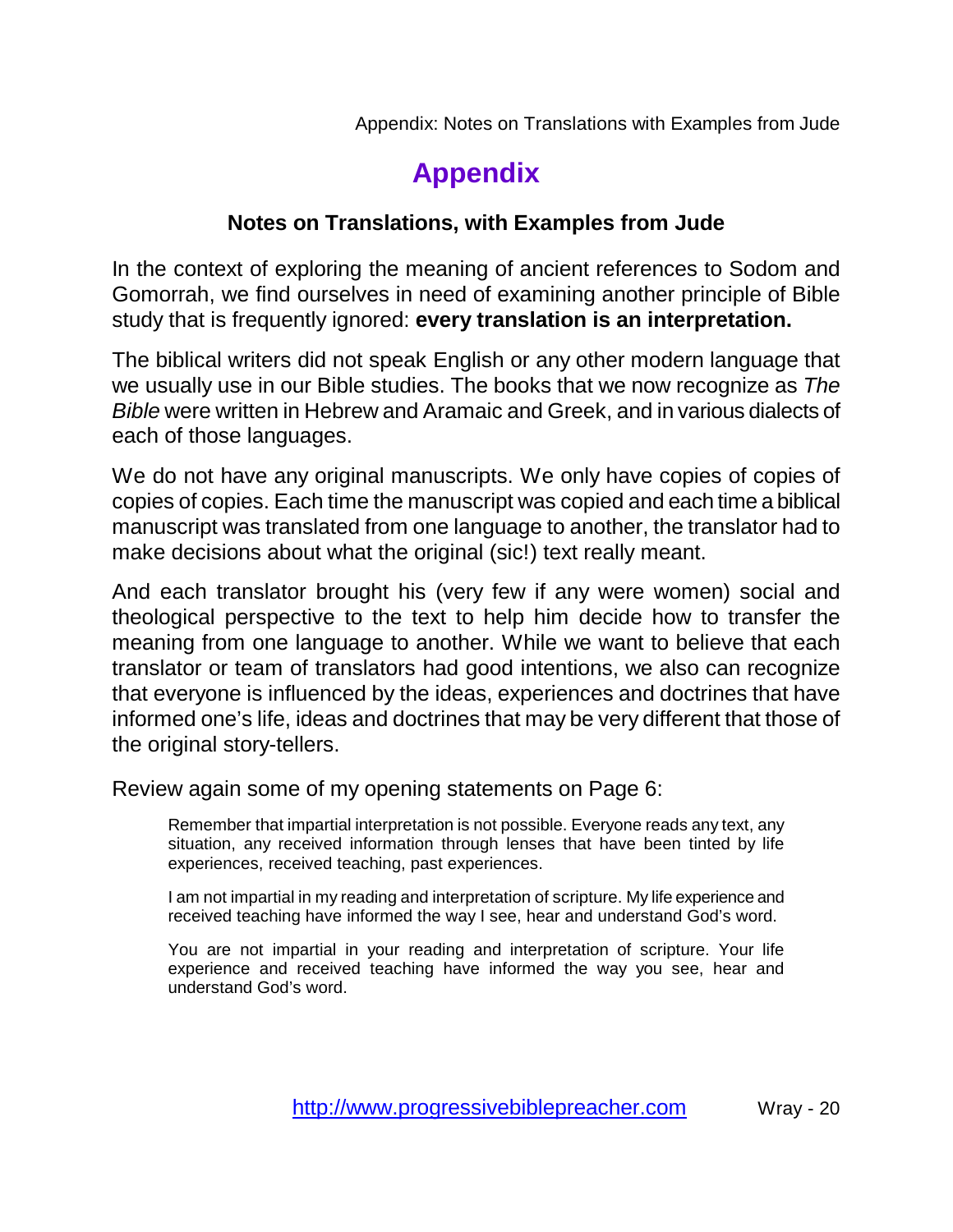# Appendix

## Notes on Translations, with Examples from Jude

In the context of exploring the meaning of ancient references to Sodom and Gomorrah, we find ourselves in need of examining another principle of Bible study that is frequently ignored: **every translation is an interpretation.**

The biblical writers did not speak English or any other modern language that we usually use in our Bible studies. The books that we now recognize as *The Bible* were written in Hebrew and Aramaic and Greek, and in various dialects of each of those languages.

We do not have any original manuscripts. We only have copies of copies of copies of copies. Each time the manuscript was copied and each time a biblical manuscript was translated from one language to another, the translator had to make decisions about what the original (sic!) text really meant.

And each translator brought his (very few if any were women) social and theological perspective to the text to help him decide how to transfer the meaning from one language to another. While we want to believe that each translator or team of translators had good intentions, we also can recognize that everyone is influenced by the ideas, experiences and doctrines that have informed one's life, ideas and doctrines that may be very different that those of the original story-tellers.

Review again some of my opening statements on Page 6:

> Remember that impartial interpretation is not possible. Everyone reads any text, any situation, any received information through lenses that have been tinted by life experiences, received teaching, past experiences.
>
> I am not impartial in my reading and interpretation of scripture. My life experience and received teaching have informed the way I see, hear and understand God's word.
>
> You are not impartial in your reading and interpretation of scripture. Your life experience and received teaching have informed the way you see, hear and understand God's word.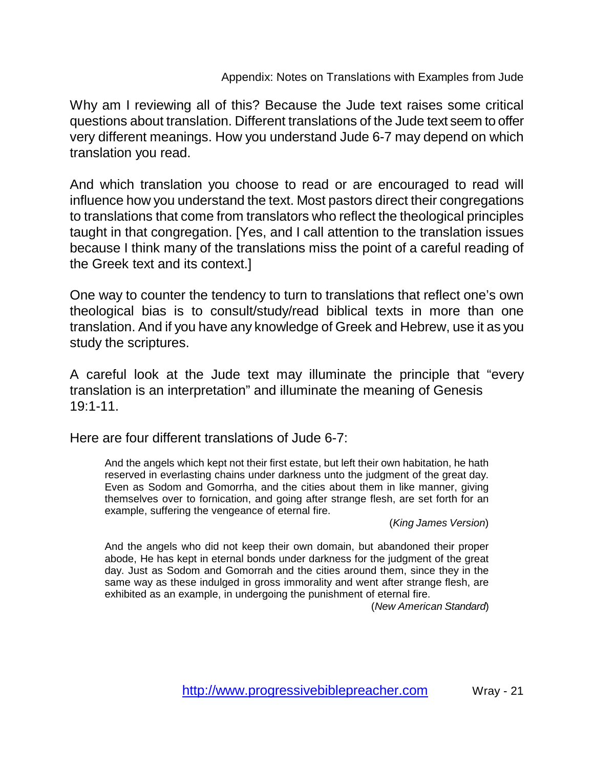Why am I reviewing all of this? Because the Jude text raises some critical questions about translation. Different translations of the Jude text seem to offer very different meanings. How you understand Jude 6-7 may depend on which translation you read.

And which translation you choose to read or are encouraged to read will influence how you understand the text. Most pastors direct their congregations to translations that come from translators who reflect the theological principles taught in that congregation. [Yes, and I call attention to the translation issues because I think many of the translations miss the point of a careful reading of the Greek text and its context.]

One way to counter the tendency to turn to translations that reflect one's own theological bias is to consult/study/read biblical texts in more than one translation. And if you have any knowledge of Greek and Hebrew, use it as you study the scriptures.

A careful look at the Jude text may illuminate the principle that "every translation is an interpretation" and illuminate the meaning of Genesis 19:1-11.

Here are four different translations of Jude 6-7:

> And the angels which kept not their first estate, but left their own habitation, he hath reserved in everlasting chains under darkness unto the judgment of the great day. Even as Sodom and Gomorrha, and the cities about them in like manner, giving themselves over to fornication, and going after strange flesh, are set forth for an example, suffering the vengeance of eternal fire.
>
> (*King James Version*)

> And the angels who did not keep their own domain, but abandoned their proper abode, He has kept in eternal bonds under darkness for the judgment of the great day. Just as Sodom and Gomorrah and the cities around them, since they in the same way as these indulged in gross immorality and went after strange flesh, are exhibited as an example, in undergoing the punishment of eternal fire.
>
> (*New American Standard*)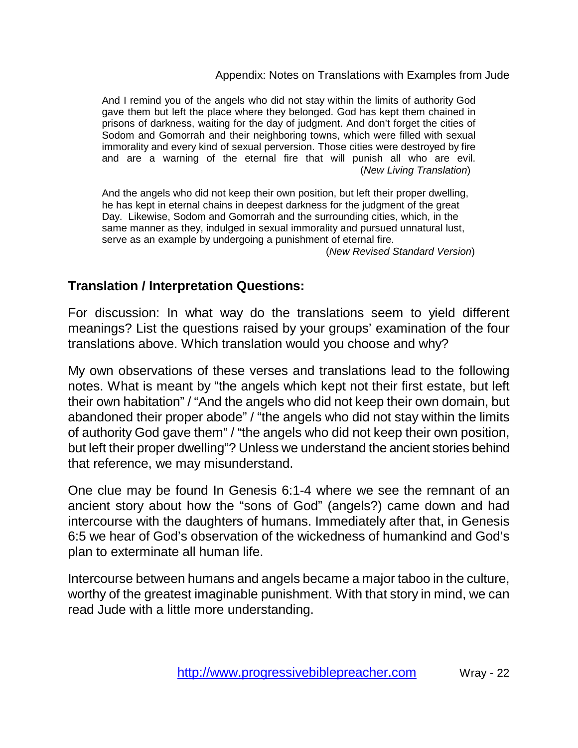> And I remind you of the angels who did not stay within the limits of authority God gave them but left the place where they belonged. God has kept them chained in prisons of darkness, waiting for the day of judgment. And don't forget the cities of Sodom and Gomorrah and their neighboring towns, which were filled with sexual immorality and every kind of sexual perversion. Those cities were destroyed by fire and are a warning of the eternal fire that will punish all who are evil. (*New Living Translation*)

> And the angels who did not keep their own position, but left their proper dwelling, he has kept in eternal chains in deepest darkness for the judgment of the great Day. Likewise, Sodom and Gomorrah and the surrounding cities, which, in the same manner as they, indulged in sexual immorality and pursued unnatural lust, serve as an example by undergoing a punishment of eternal fire. (*New Revised Standard Version*)

## Translation / Interpretation Questions:

For discussion: In what way do the translations seem to yield different meanings? List the questions raised by your groups' examination of the four translations above. Which translation would you choose and why?

My own observations of these verses and translations lead to the following notes. What is meant by "the angels which kept not their first estate, but left their own habitation" / "And the angels who did not keep their own domain, but abandoned their proper abode" / "the angels who did not stay within the limits of authority God gave them" / "the angels who did not keep their own position, but left their proper dwelling"? Unless we understand the ancient stories behind that reference, we may misunderstand.

One clue may be found In Genesis 6:1-4 where we see the remnant of an ancient story about how the "sons of God" (angels?) came down and had intercourse with the daughters of humans. Immediately after that, in Genesis 6:5 we hear of God's observation of the wickedness of humankind and God's plan to exterminate all human life.

Intercourse between humans and angels became a major taboo in the culture, worthy of the greatest imaginable punishment. With that story in mind, we can read Jude with a little more understanding.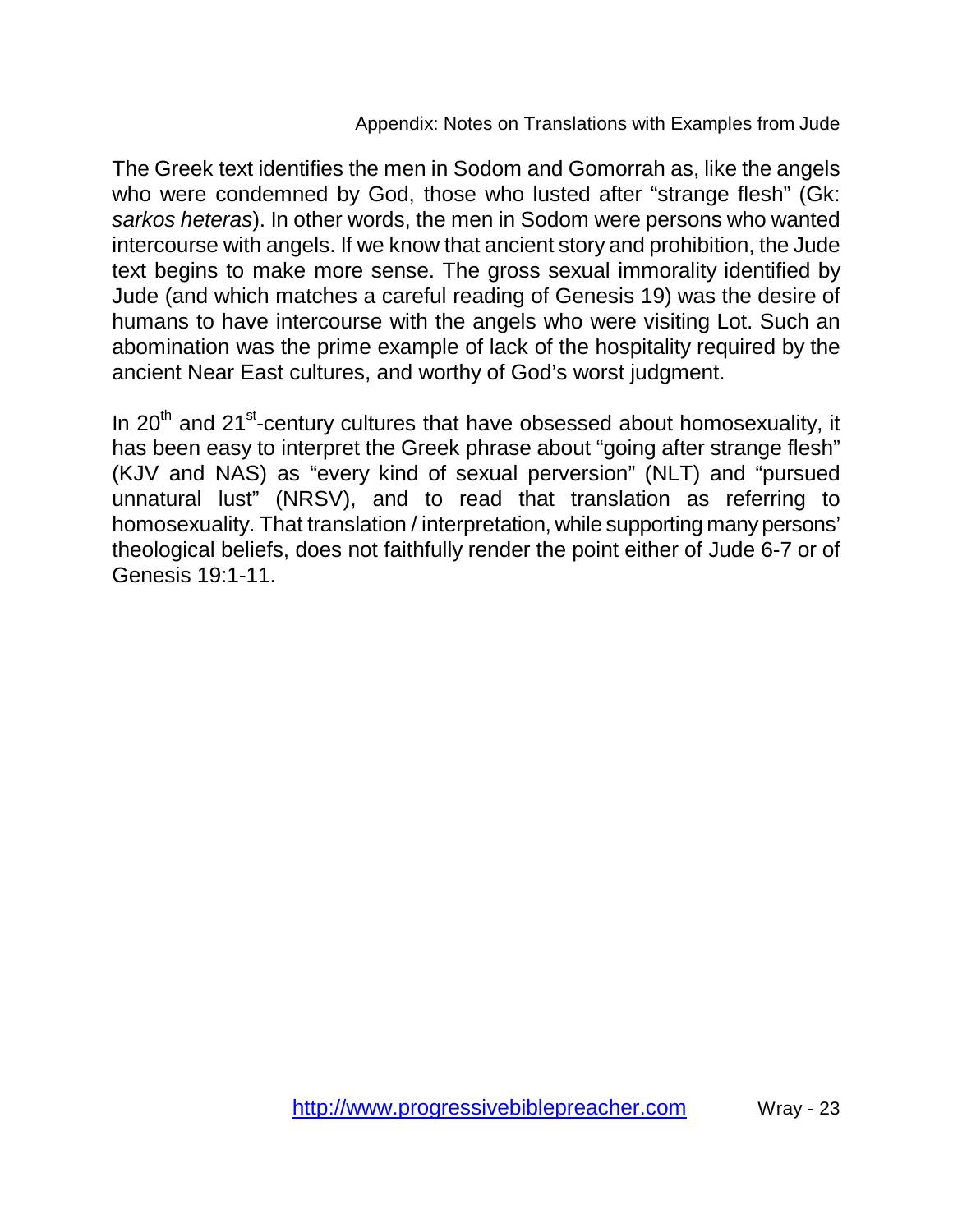The Greek text identifies the men in Sodom and Gomorrah as, like the angels who were condemned by God, those who lusted after "strange flesh" (Gk: *sarkos heteras*). In other words, the men in Sodom were persons who wanted intercourse with angels. If we know that ancient story and prohibition, the Jude text begins to make more sense. The gross sexual immorality identified by Jude (and which matches a careful reading of Genesis 19) was the desire of humans to have intercourse with the angels who were visiting Lot. Such an abomination was the prime example of lack of the hospitality required by the ancient Near East cultures, and worthy of God's worst judgment.

In 20th and 21st-century cultures that have obsessed about homosexuality, it has been easy to interpret the Greek phrase about "going after strange flesh" (KJV and NAS) as "every kind of sexual perversion" (NLT) and "pursued unnatural lust" (NRSV), and to read that translation as referring to homosexuality. That translation / interpretation, while supporting many persons' theological beliefs, does not faithfully render the point either of Jude 6-7 or of Genesis 19:1-11.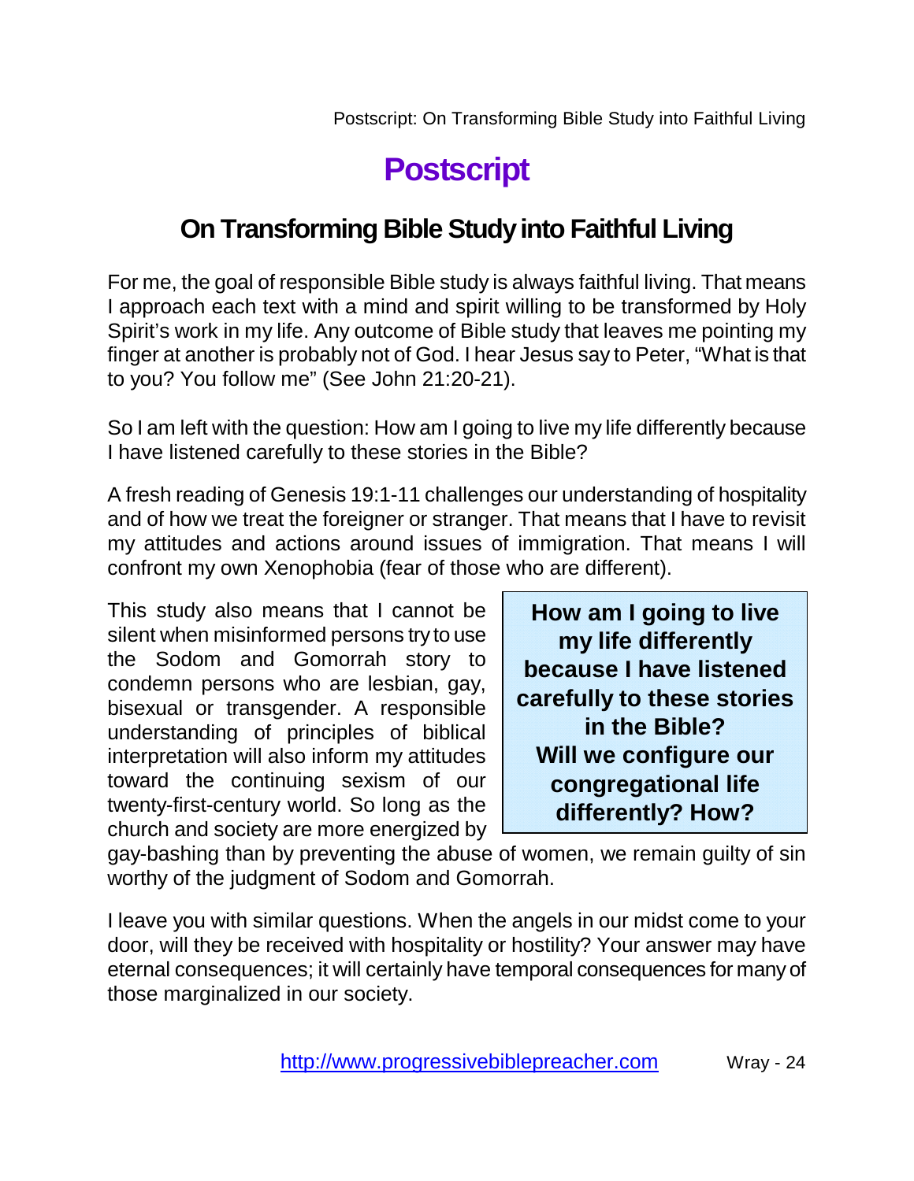# Postscript

## On Transforming Bible Study into Faithful Living

For me, the goal of responsible Bible study is always faithful living. That means I approach each text with a mind and spirit willing to be transformed by Holy Spirit's work in my life. Any outcome of Bible study that leaves me pointing my finger at another is probably not of God. I hear Jesus say to Peter, "What is that to you? You follow me" (See John 21:20-21).

So I am left with the question: How am I going to live my life differently because I have listened carefully to these stories in the Bible?

A fresh reading of Genesis 19:1-11 challenges our understanding of hospitality and of how we treat the foreigner or stranger. That means that I have to revisit my attitudes and actions around issues of immigration. That means I will confront my own Xenophobia (fear of those who are different).

This study also means that I cannot be silent when misinformed persons try to use the Sodom and Gomorrah story to condemn persons who are lesbian, gay, bisexual or transgender. A responsible understanding of principles of biblical interpretation will also inform my attitudes toward the continuing sexism of our twenty-first-century world. So long as the church and society are more energized by gay-bashing than by preventing the abuse of women, we remain guilty of sin worthy of the judgment of Sodom and Gomorrah.

**How am I going to live my life differently because I have listened carefully to these stories in the Bible? Will we configure our congregational life differently? How?**

I leave you with similar questions. When the angels in our midst come to your door, will they be received with hospitality or hostility? Your answer may have eternal consequences; it will certainly have temporal consequences for many of those marginalized in our society.

http://www.progressivebiblepreacher.com